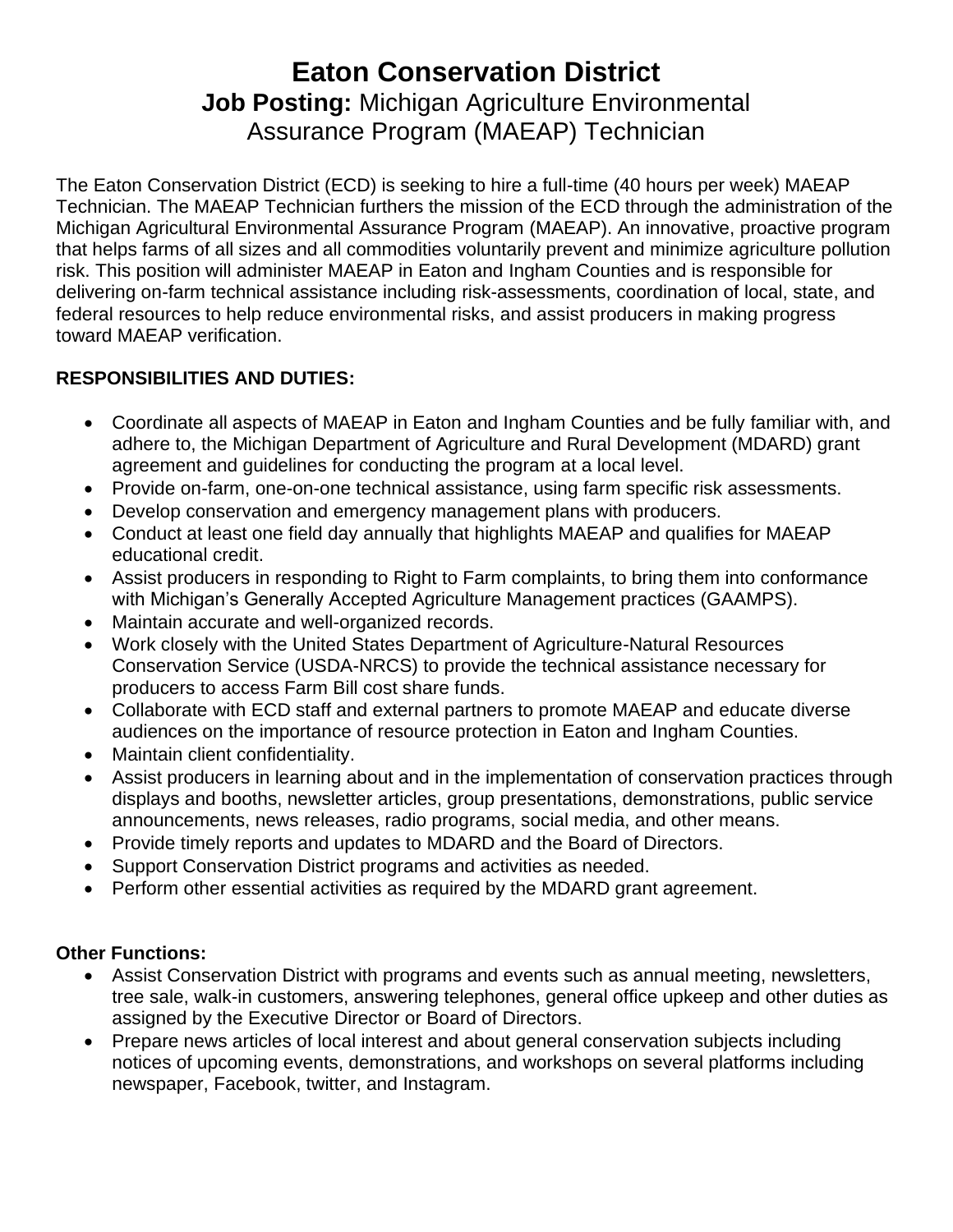# Eaton Conservation District

## **Job Posting:** Michigan Agriculture Environmental Assurance Program (MAEAP) Technician

The Eaton Conservation District (ECD) is seeking to hire a full-time (40 hours per week) MAEAP Technician. The MAEAP Technician furthers the mission of the ECD through the administration of the Michigan Agricultural Environmental Assurance Program (MAEAP). An innovative, proactive program that helps farms of all sizes and all commodities voluntarily prevent and minimize agriculture pollution risk. This position will administer MAEAP in Eaton and Ingham Counties and is responsible for delivering on-farm technical assistance including risk-assessments, coordination of local, state, and federal resources to help reduce environmental risks, and assist producers in making progress toward MAEAP verification.

**RESPONSIBILITIES AND DUTIES:**

- Coordinate all aspects of MAEAP in Eaton and Ingham Counties and be fully familiar with, and adhere to, the Michigan Department of Agriculture and Rural Development (MDARD) grant agreement and guidelines for conducting the program at a local level.
- Provide on-farm, one-on-one technical assistance, using farm specific risk assessments.
- Develop conservation and emergency management plans with producers.
- Conduct at least one field day annually that highlights MAEAP and qualifies for MAEAP educational credit.
- Assist producers in responding to Right to Farm complaints, to bring them into conformance with Michigan's Generally Accepted Agriculture Management practices (GAAMPS).
- Maintain accurate and well-organized records.
- Work closely with the United States Department of Agriculture-Natural Resources Conservation Service (USDA-NRCS) to provide the technical assistance necessary for producers to access Farm Bill cost share funds.
- Collaborate with ECD staff and external partners to promote MAEAP and educate diverse audiences on the importance of resource protection in Eaton and Ingham Counties.
- Maintain client confidentiality.
- Assist producers in learning about and in the implementation of conservation practices through displays and booths, newsletter articles, group presentations, demonstrations, public service announcements, news releases, radio programs, social media, and other means.
- Provide timely reports and updates to MDARD and the Board of Directors.
- Support Conservation District programs and activities as needed.
- Perform other essential activities as required by the MDARD grant agreement.

**Other Functions:**

- Assist Conservation District with programs and events such as annual meeting, newsletters, tree sale, walk-in customers, answering telephones, general office upkeep and other duties as assigned by the Executive Director or Board of Directors.
- Prepare news articles of local interest and about general conservation subjects including notices of upcoming events, demonstrations, and workshops on several platforms including newspaper, Facebook, twitter, and Instagram.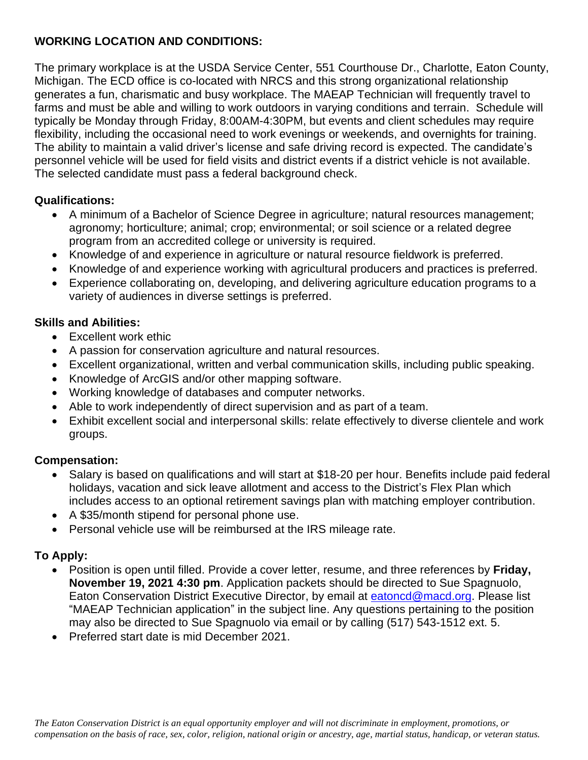**WORKING LOCATION AND CONDITIONS:**

The primary workplace is at the USDA Service Center, 551 Courthouse Dr., Charlotte, Eaton County, Michigan. The ECD office is co-located with NRCS and this strong organizational relationship generates a fun, charismatic and busy workplace. The MAEAP Technician will frequently travel to farms and must be able and willing to work outdoors in varying conditions and terrain. Schedule will typically be Monday through Friday, 8:00AM-4:30PM, but events and client schedules may require flexibility, including the occasional need to work evenings or weekends, and overnights for training. The ability to maintain a valid driver's license and safe driving record is expected. The candidate's personnel vehicle will be used for field visits and district events if a district vehicle is not available. The selected candidate must pass a federal background check.

**Qualifications:**

- A minimum of a Bachelor of Science Degree in agriculture; natural resources management; agronomy; horticulture; animal; crop; environmental; or soil science or a related degree program from an accredited college or university is required.
- Knowledge of and experience in agriculture or natural resource fieldwork is preferred.
- Knowledge of and experience working with agricultural producers and practices is preferred.
- Experience collaborating on, developing, and delivering agriculture education programs to a variety of audiences in diverse settings is preferred.

**Skills and Abilities:**

- Excellent work ethic
- A passion for conservation agriculture and natural resources.
- Excellent organizational, written and verbal communication skills, including public speaking.
- Knowledge of ArcGIS and/or other mapping software.
- Working knowledge of databases and computer networks.
- Able to work independently of direct supervision and as part of a team.
- Exhibit excellent social and interpersonal skills: relate effectively to diverse clientele and work groups.

**Compensation:**

- Salary is based on qualifications and will start at $18-20 per hour. Benefits include paid federal holidays, vacation and sick leave allotment and access to the District's Flex Plan which includes access to an optional retirement savings plan with matching employer contribution.
- A $35/month stipend for personal phone use.
- Personal vehicle use will be reimbursed at the IRS mileage rate.

**To Apply:**

- Position is open until filled. Provide a cover letter, resume, and three references by **Friday, November 19, 2021 4:30 pm**. Application packets should be directed to Sue Spagnuolo, Eaton Conservation District Executive Director, by email at eatoncd@macd.org. Please list "MAEAP Technician application" in the subject line. Any questions pertaining to the position may also be directed to Sue Spagnuolo via email or by calling (517) 543-1512 ext. 5.
- Preferred start date is mid December 2021.

*The Eaton Conservation District is an equal opportunity employer and will not discriminate in employment, promotions, or compensation on the basis of race, sex, color, religion, national origin or ancestry, age, martial status, handicap, or veteran status.*